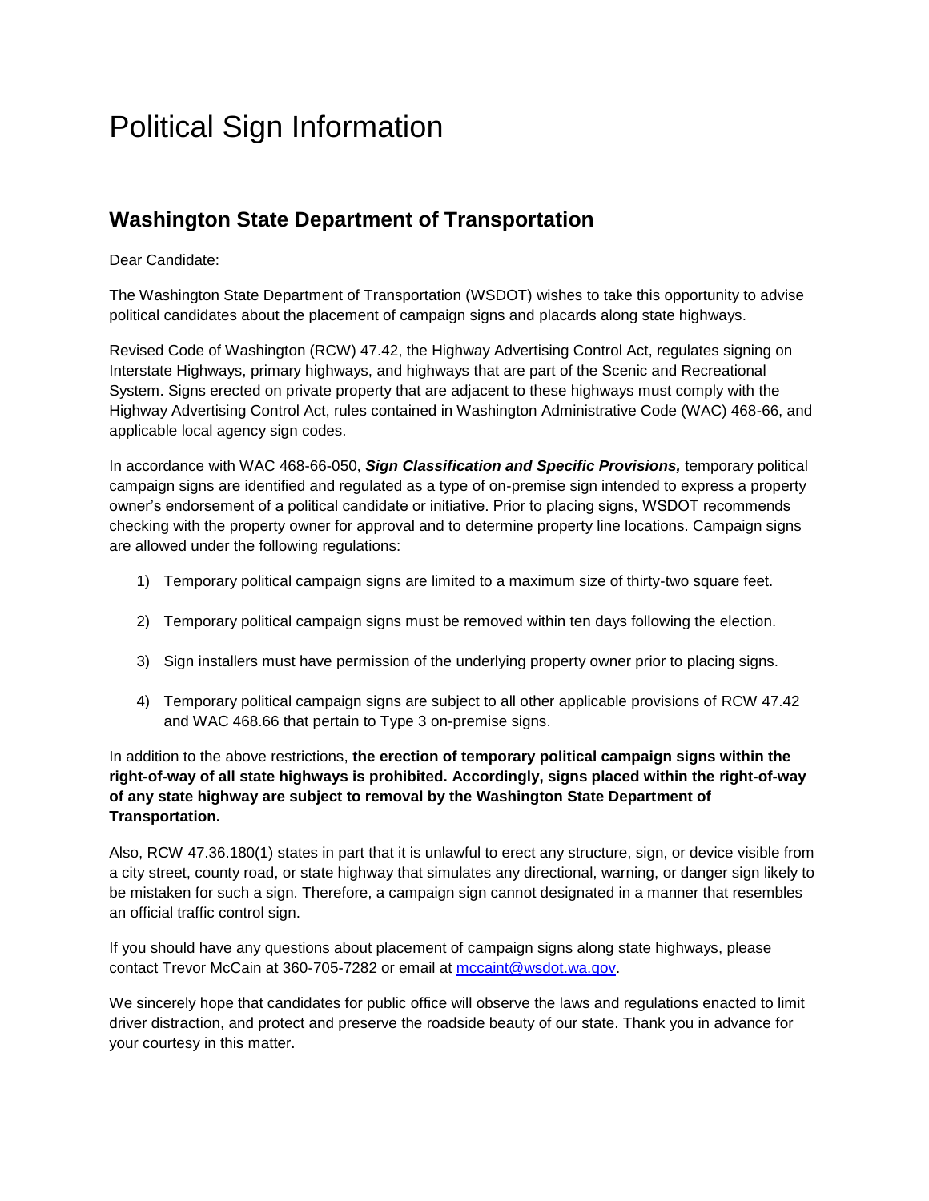# Political Sign Information

## Washington State Department of Transportation

Dear Candidate:

The Washington State Department of Transportation (WSDOT) wishes to take this opportunity to advise political candidates about the placement of campaign signs and placards along state highways.

Revised Code of Washington (RCW) 47.42, the Highway Advertising Control Act, regulates signing on Interstate Highways, primary highways, and highways that are part of the Scenic and Recreational System. Signs erected on private property that are adjacent to these highways must comply with the Highway Advertising Control Act, rules contained in Washington Administrative Code (WAC) 468-66, and applicable local agency sign codes.

In accordance with WAC 468-66-050, ***Sign Classification and Specific Provisions,*** temporary political campaign signs are identified and regulated as a type of on-premise sign intended to express a property owner's endorsement of a political candidate or initiative. Prior to placing signs, WSDOT recommends checking with the property owner for approval and to determine property line locations. Campaign signs are allowed under the following regulations:

1) Temporary political campaign signs are limited to a maximum size of thirty-two square feet.

2) Temporary political campaign signs must be removed within ten days following the election.

3) Sign installers must have permission of the underlying property owner prior to placing signs.

4) Temporary political campaign signs are subject to all other applicable provisions of RCW 47.42 and WAC 468.66 that pertain to Type 3 on-premise signs.

In addition to the above restrictions, **the erection of temporary political campaign signs within the right-of-way of all state highways is prohibited. Accordingly, signs placed within the right-of-way of any state highway are subject to removal by the Washington State Department of Transportation.**

Also, RCW 47.36.180(1) states in part that it is unlawful to erect any structure, sign, or device visible from a city street, county road, or state highway that simulates any directional, warning, or danger sign likely to be mistaken for such a sign. Therefore, a campaign sign cannot designated in a manner that resembles an official traffic control sign.

If you should have any questions about placement of campaign signs along state highways, please contact Trevor McCain at 360-705-7282 or email at [mccaint@wsdot.wa.gov](mailto:mccaint@wsdot.wa.gov).

We sincerely hope that candidates for public office will observe the laws and regulations enacted to limit driver distraction, and protect and preserve the roadside beauty of our state. Thank you in advance for your courtesy in this matter.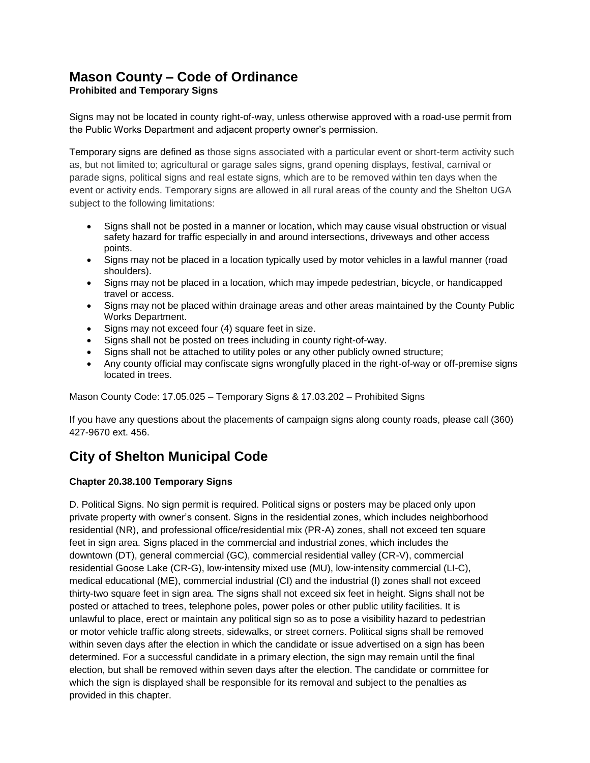# Mason County – Code of Ordinance

**Prohibited and Temporary Signs**

Signs may not be located in county right-of-way, unless otherwise approved with a road-use permit from the Public Works Department and adjacent property owner's permission.

Temporary signs are defined as those signs associated with a particular event or short-term activity such as, but not limited to; agricultural or garage sales signs, grand opening displays, festival, carnival or parade signs, political signs and real estate signs, which are to be removed within ten days when the event or activity ends. Temporary signs are allowed in all rural areas of the county and the Shelton UGA subject to the following limitations:

- Signs shall not be posted in a manner or location, which may cause visual obstruction or visual safety hazard for traffic especially in and around intersections, driveways and other access points.
- Signs may not be placed in a location typically used by motor vehicles in a lawful manner (road shoulders).
- Signs may not be placed in a location, which may impede pedestrian, bicycle, or handicapped travel or access.
- Signs may not be placed within drainage areas and other areas maintained by the County Public Works Department.
- Signs may not exceed four (4) square feet in size.
- Signs shall not be posted on trees including in county right-of-way.
- Signs shall not be attached to utility poles or any other publicly owned structure;
- Any county official may confiscate signs wrongfully placed in the right-of-way or off-premise signs located in trees.

Mason County Code: 17.05.025 – Temporary Signs & 17.03.202 – Prohibited Signs

If you have any questions about the placements of campaign signs along county roads, please call (360) 427-9670 ext. 456.

# City of Shelton Municipal Code

### Chapter 20.38.100 Temporary Signs

D. Political Signs. No sign permit is required. Political signs or posters may be placed only upon private property with owner's consent. Signs in the residential zones, which includes neighborhood residential (NR), and professional office/residential mix (PR-A) zones, shall not exceed ten square feet in sign area. Signs placed in the commercial and industrial zones, which includes the downtown (DT), general commercial (GC), commercial residential valley (CR-V), commercial residential Goose Lake (CR-G), low-intensity mixed use (MU), low-intensity commercial (LI-C), medical educational (ME), commercial industrial (CI) and the industrial (I) zones shall not exceed thirty-two square feet in sign area. The signs shall not exceed six feet in height. Signs shall not be posted or attached to trees, telephone poles, power poles or other public utility facilities. It is unlawful to place, erect or maintain any political sign so as to pose a visibility hazard to pedestrian or motor vehicle traffic along streets, sidewalks, or street corners. Political signs shall be removed within seven days after the election in which the candidate or issue advertised on a sign has been determined. For a successful candidate in a primary election, the sign may remain until the final election, but shall be removed within seven days after the election. The candidate or committee for which the sign is displayed shall be responsible for its removal and subject to the penalties as provided in this chapter.